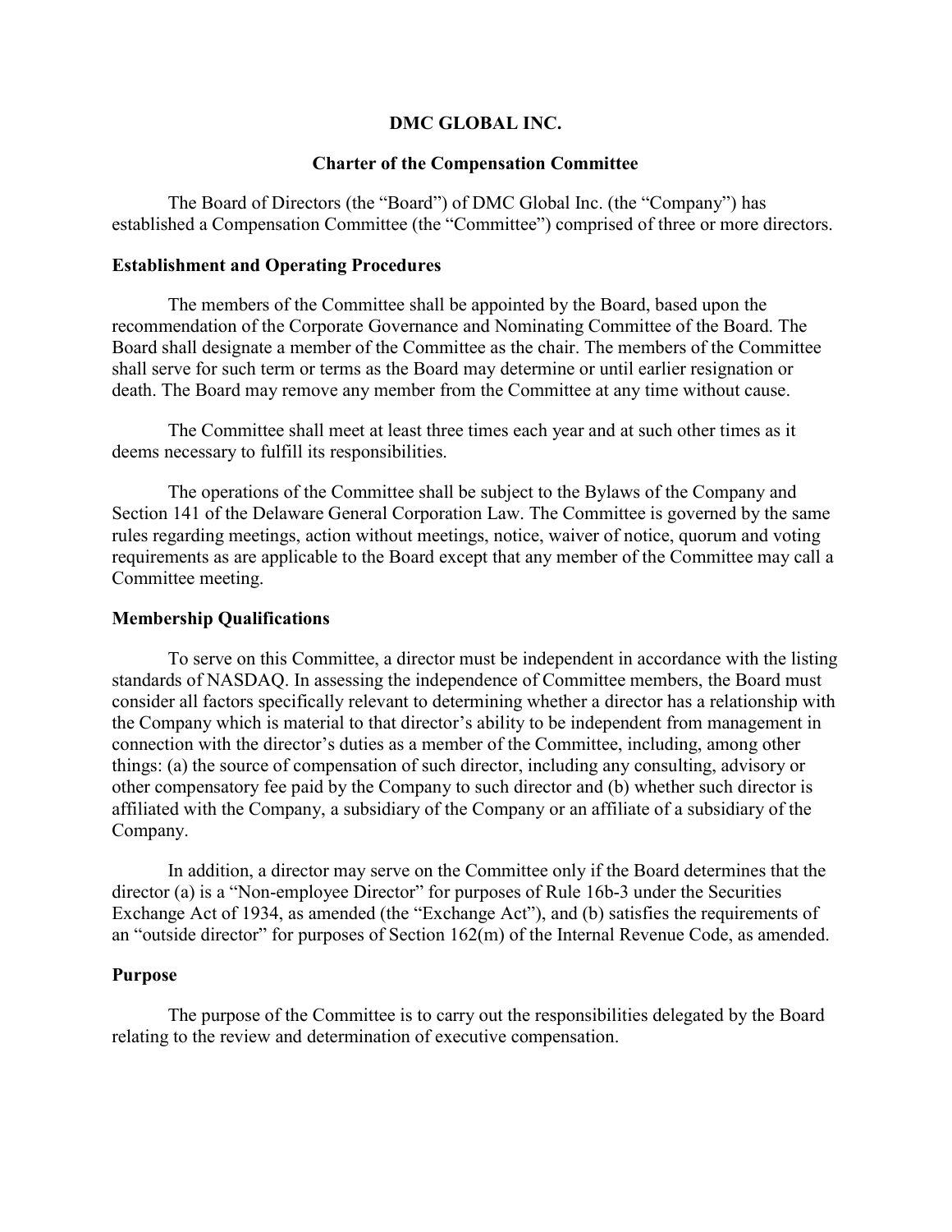# DMC GLOBAL INC.

## Charter of the Compensation Committee

The Board of Directors (the "Board") of DMC Global Inc. (the "Company") has established a Compensation Committee (the "Committee") comprised of three or more directors.

### Establishment and Operating Procedures

The members of the Committee shall be appointed by the Board, based upon the recommendation of the Corporate Governance and Nominating Committee of the Board. The Board shall designate a member of the Committee as the chair. The members of the Committee shall serve for such term or terms as the Board may determine or until earlier resignation or death. The Board may remove any member from the Committee at any time without cause.

The Committee shall meet at least three times each year and at such other times as it deems necessary to fulfill its responsibilities.

The operations of the Committee shall be subject to the Bylaws of the Company and Section 141 of the Delaware General Corporation Law. The Committee is governed by the same rules regarding meetings, action without meetings, notice, waiver of notice, quorum and voting requirements as are applicable to the Board except that any member of the Committee may call a Committee meeting.

### Membership Qualifications

To serve on this Committee, a director must be independent in accordance with the listing standards of NASDAQ. In assessing the independence of Committee members, the Board must consider all factors specifically relevant to determining whether a director has a relationship with the Company which is material to that director's ability to be independent from management in connection with the director's duties as a member of the Committee, including, among other things: (a) the source of compensation of such director, including any consulting, advisory or other compensatory fee paid by the Company to such director and (b) whether such director is affiliated with the Company, a subsidiary of the Company or an affiliate of a subsidiary of the Company.

In addition, a director may serve on the Committee only if the Board determines that the director (a) is a "Non-employee Director" for purposes of Rule 16b-3 under the Securities Exchange Act of 1934, as amended (the "Exchange Act"), and (b) satisfies the requirements of an "outside director" for purposes of Section 162(m) of the Internal Revenue Code, as amended.

### Purpose

The purpose of the Committee is to carry out the responsibilities delegated by the Board relating to the review and determination of executive compensation.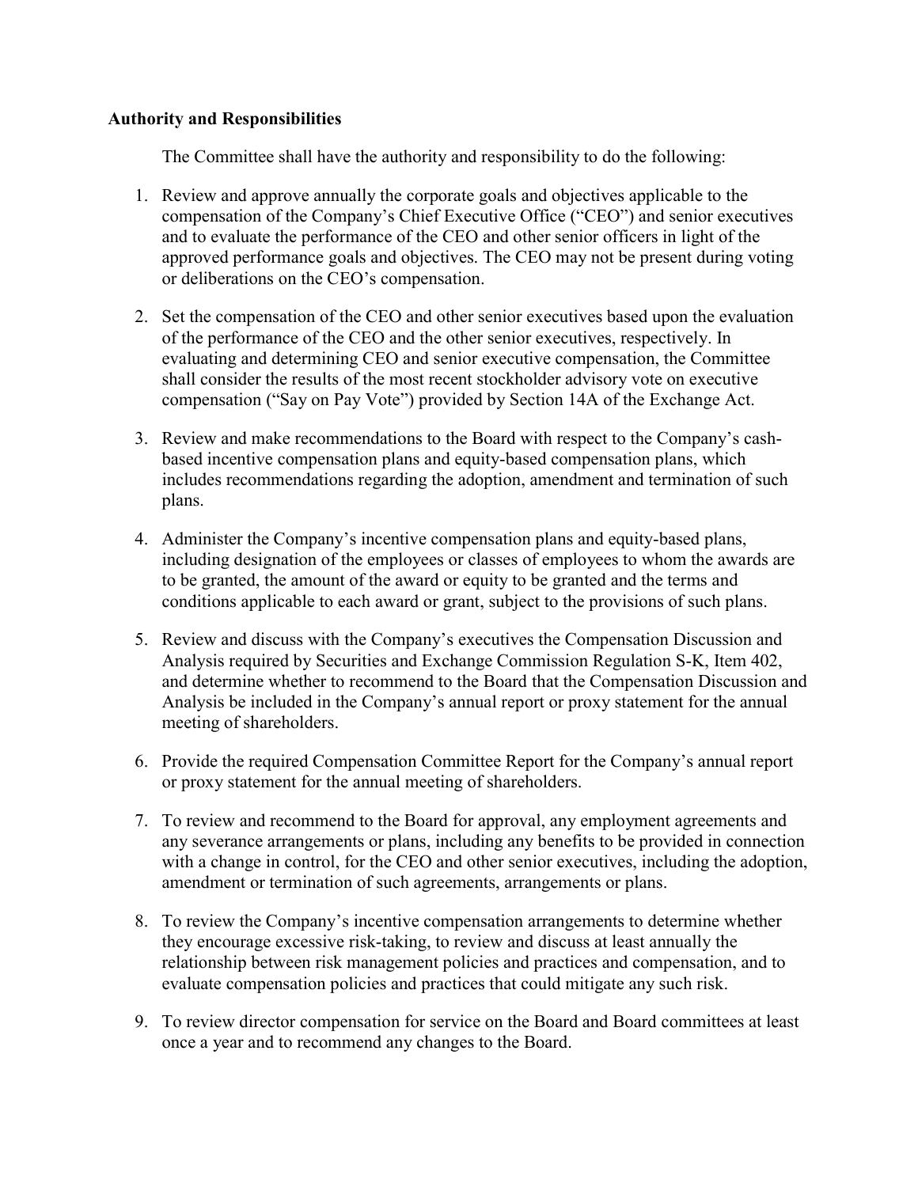**Authority and Responsibilities**

The Committee shall have the authority and responsibility to do the following:

1. Review and approve annually the corporate goals and objectives applicable to the compensation of the Company's Chief Executive Office ("CEO") and senior executives and to evaluate the performance of the CEO and other senior officers in light of the approved performance goals and objectives. The CEO may not be present during voting or deliberations on the CEO's compensation.

2. Set the compensation of the CEO and other senior executives based upon the evaluation of the performance of the CEO and the other senior executives, respectively. In evaluating and determining CEO and senior executive compensation, the Committee shall consider the results of the most recent stockholder advisory vote on executive compensation ("Say on Pay Vote") provided by Section 14A of the Exchange Act.

3. Review and make recommendations to the Board with respect to the Company's cash-based incentive compensation plans and equity-based compensation plans, which includes recommendations regarding the adoption, amendment and termination of such plans.

4. Administer the Company's incentive compensation plans and equity-based plans, including designation of the employees or classes of employees to whom the awards are to be granted, the amount of the award or equity to be granted and the terms and conditions applicable to each award or grant, subject to the provisions of such plans.

5. Review and discuss with the Company's executives the Compensation Discussion and Analysis required by Securities and Exchange Commission Regulation S-K, Item 402, and determine whether to recommend to the Board that the Compensation Discussion and Analysis be included in the Company's annual report or proxy statement for the annual meeting of shareholders.

6. Provide the required Compensation Committee Report for the Company's annual report or proxy statement for the annual meeting of shareholders.

7. To review and recommend to the Board for approval, any employment agreements and any severance arrangements or plans, including any benefits to be provided in connection with a change in control, for the CEO and other senior executives, including the adoption, amendment or termination of such agreements, arrangements or plans.

8. To review the Company's incentive compensation arrangements to determine whether they encourage excessive risk-taking, to review and discuss at least annually the relationship between risk management policies and practices and compensation, and to evaluate compensation policies and practices that could mitigate any such risk.

9. To review director compensation for service on the Board and Board committees at least once a year and to recommend any changes to the Board.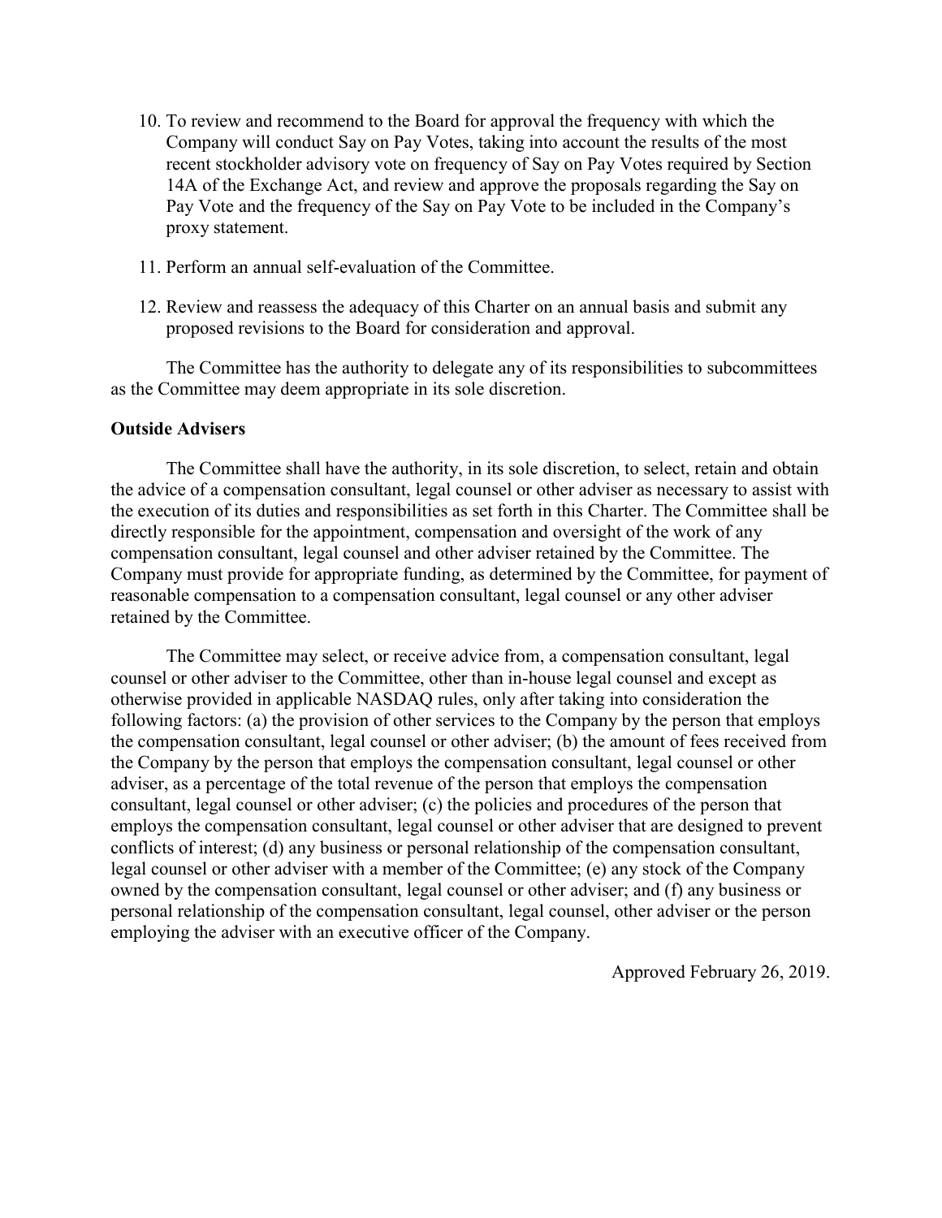10. To review and recommend to the Board for approval the frequency with which the Company will conduct Say on Pay Votes, taking into account the results of the most recent stockholder advisory vote on frequency of Say on Pay Votes required by Section 14A of the Exchange Act, and review and approve the proposals regarding the Say on Pay Vote and the frequency of the Say on Pay Vote to be included in the Company's proxy statement.

11. Perform an annual self-evaluation of the Committee.

12. Review and reassess the adequacy of this Charter on an annual basis and submit any proposed revisions to the Board for consideration and approval.

The Committee has the authority to delegate any of its responsibilities to subcommittees as the Committee may deem appropriate in its sole discretion.

**Outside Advisers**

The Committee shall have the authority, in its sole discretion, to select, retain and obtain the advice of a compensation consultant, legal counsel or other adviser as necessary to assist with the execution of its duties and responsibilities as set forth in this Charter. The Committee shall be directly responsible for the appointment, compensation and oversight of the work of any compensation consultant, legal counsel and other adviser retained by the Committee. The Company must provide for appropriate funding, as determined by the Committee, for payment of reasonable compensation to a compensation consultant, legal counsel or any other adviser retained by the Committee.

The Committee may select, or receive advice from, a compensation consultant, legal counsel or other adviser to the Committee, other than in-house legal counsel and except as otherwise provided in applicable NASDAQ rules, only after taking into consideration the following factors: (a) the provision of other services to the Company by the person that employs the compensation consultant, legal counsel or other adviser; (b) the amount of fees received from the Company by the person that employs the compensation consultant, legal counsel or other adviser, as a percentage of the total revenue of the person that employs the compensation consultant, legal counsel or other adviser; (c) the policies and procedures of the person that employs the compensation consultant, legal counsel or other adviser that are designed to prevent conflicts of interest; (d) any business or personal relationship of the compensation consultant, legal counsel or other adviser with a member of the Committee; (e) any stock of the Company owned by the compensation consultant, legal counsel or other adviser; and (f) any business or personal relationship of the compensation consultant, legal counsel, other adviser or the person employing the adviser with an executive officer of the Company.

Approved February 26, 2019.